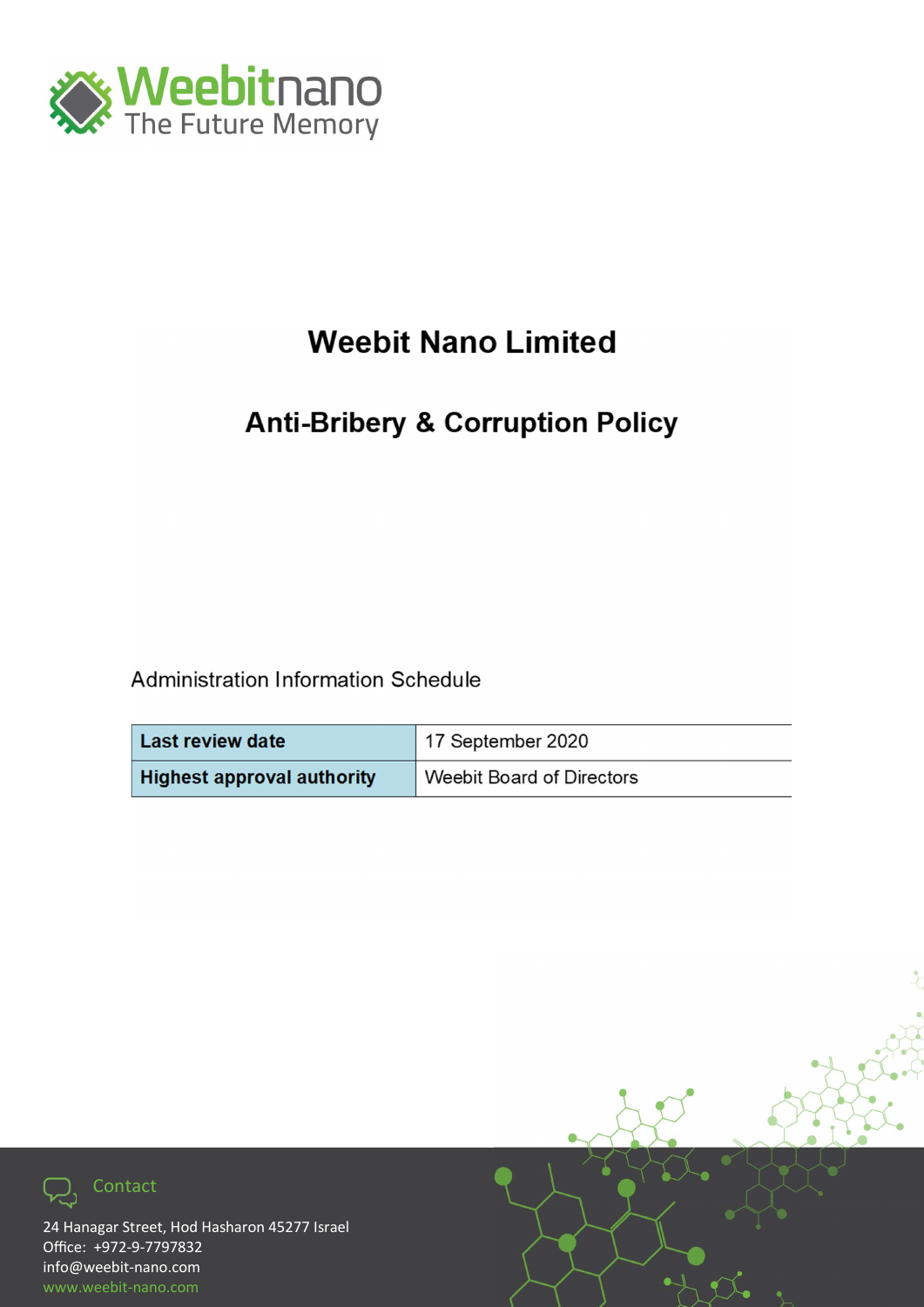Weebitnano
The Future Memory

# Weebit Nano Limited

## Anti-Bribery & Corruption Policy

Administration Information Schedule

| Last review date | 17 September 2020 |
|---|---|
| Highest approval authority | Weebit Board of Directors |

Contact

24 Hanagar Street, Hod Hasharon 45277 Israel
Office: +972-9-7797832
info@weebit-nano.com
www.weebit-nano.com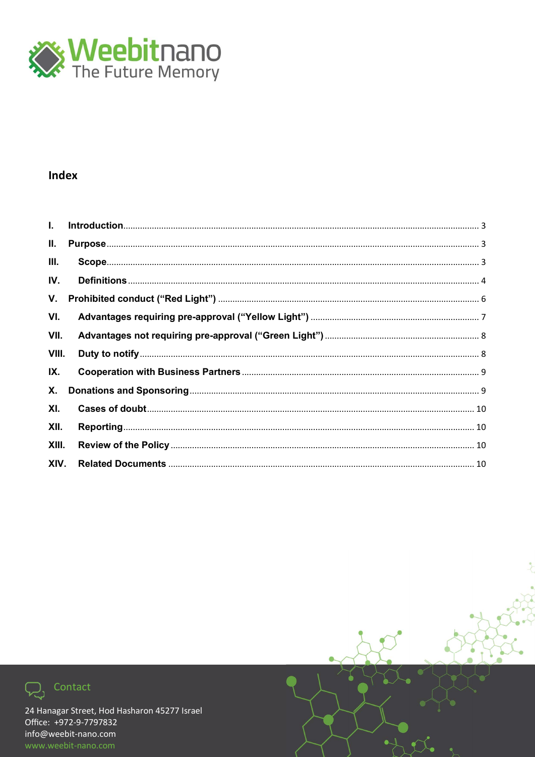## Index

- I. Introduction ... 3
- II. Purpose ... 3
- III. Scope ... 3
- IV. Definitions ... 4
- V. Prohibited conduct ("Red Light") ... 6
- VI. Advantages requiring pre-approval ("Yellow Light") ... 7
- VII. Advantages not requiring pre-approval ("Green Light") ... 8
- VIII. Duty to notify ... 8
- IX. Cooperation with Business Partners ... 9
- X. Donations and Sponsoring ... 9
- XI. Cases of doubt ... 10
- XII. Reporting ... 10
- XIII. Review of the Policy ... 10
- XIV. Related Documents ... 10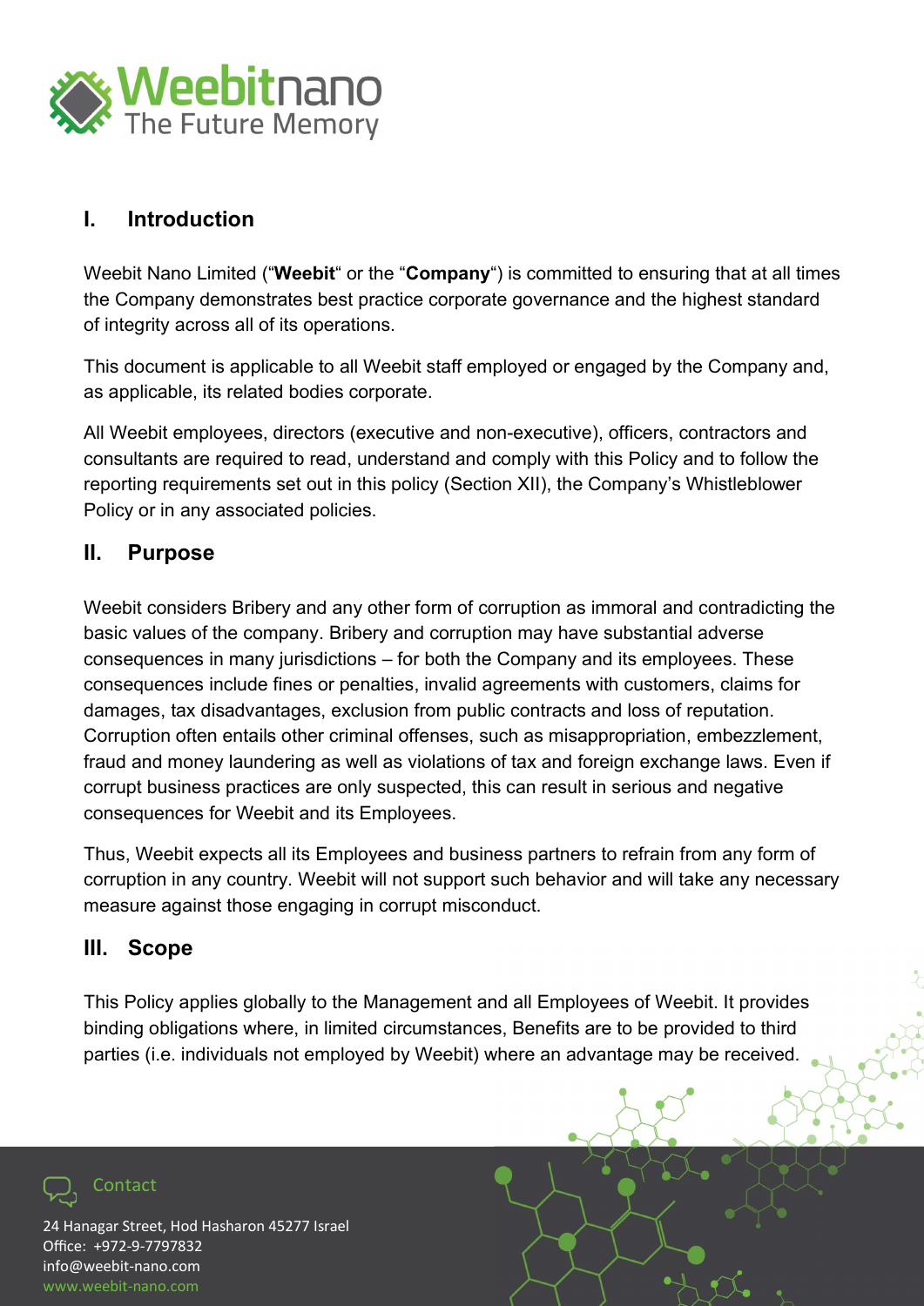## I. Introduction

Weebit Nano Limited ("**Weebit**" or the "**Company**") is committed to ensuring that at all times the Company demonstrates best practice corporate governance and the highest standard of integrity across all of its operations.

This document is applicable to all Weebit staff employed or engaged by the Company and, as applicable, its related bodies corporate.

All Weebit employees, directors (executive and non-executive), officers, contractors and consultants are required to read, understand and comply with this Policy and to follow the reporting requirements set out in this policy (Section XII), the Company's Whistleblower Policy or in any associated policies.

## II. Purpose

Weebit considers Bribery and any other form of corruption as immoral and contradicting the basic values of the company. Bribery and corruption may have substantial adverse consequences in many jurisdictions – for both the Company and its employees. These consequences include fines or penalties, invalid agreements with customers, claims for damages, tax disadvantages, exclusion from public contracts and loss of reputation. Corruption often entails other criminal offenses, such as misappropriation, embezzlement, fraud and money laundering as well as violations of tax and foreign exchange laws. Even if corrupt business practices are only suspected, this can result in serious and negative consequences for Weebit and its Employees.

Thus, Weebit expects all its Employees and business partners to refrain from any form of corruption in any country. Weebit will not support such behavior and will take any necessary measure against those engaging in corrupt misconduct.

## III. Scope

This Policy applies globally to the Management and all Employees of Weebit. It provides binding obligations where, in limited circumstances, Benefits are to be provided to third parties (i.e. individuals not employed by Weebit) where an advantage may be received.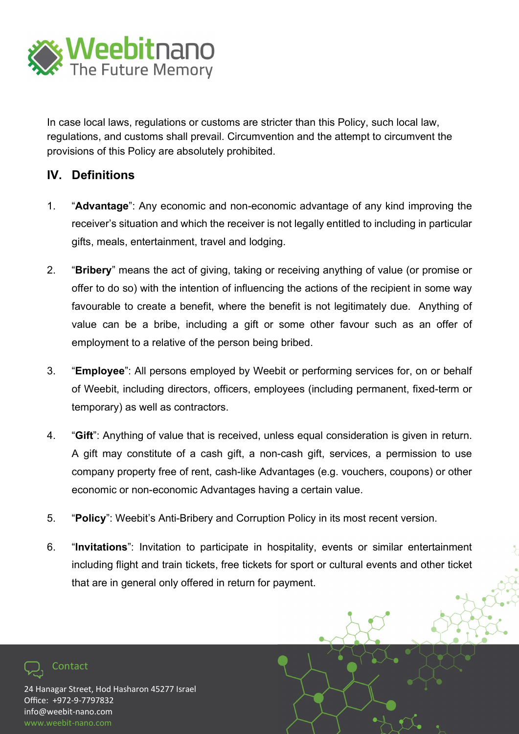In case local laws, regulations or customs are stricter than this Policy, such local law, regulations, and customs shall prevail. Circumvention and the attempt to circumvent the provisions of this Policy are absolutely prohibited.

## IV. Definitions

1. "**Advantage**": Any economic and non-economic advantage of any kind improving the receiver's situation and which the receiver is not legally entitled to including in particular gifts, meals, entertainment, travel and lodging.

2. "**Bribery**" means the act of giving, taking or receiving anything of value (or promise or offer to do so) with the intention of influencing the actions of the recipient in some way favourable to create a benefit, where the benefit is not legitimately due. Anything of value can be a bribe, including a gift or some other favour such as an offer of employment to a relative of the person being bribed.

3. "**Employee**": All persons employed by Weebit or performing services for, on or behalf of Weebit, including directors, officers, employees (including permanent, fixed-term or temporary) as well as contractors.

4. "**Gift**": Anything of value that is received, unless equal consideration is given in return. A gift may constitute of a cash gift, a non-cash gift, services, a permission to use company property free of rent, cash-like Advantages (e.g. vouchers, coupons) or other economic or non-economic Advantages having a certain value.

5. "**Policy**": Weebit's Anti-Bribery and Corruption Policy in its most recent version.

6. "**Invitations**": Invitation to participate in hospitality, events or similar entertainment including flight and train tickets, free tickets for sport or cultural events and other ticket that are in general only offered in return for payment.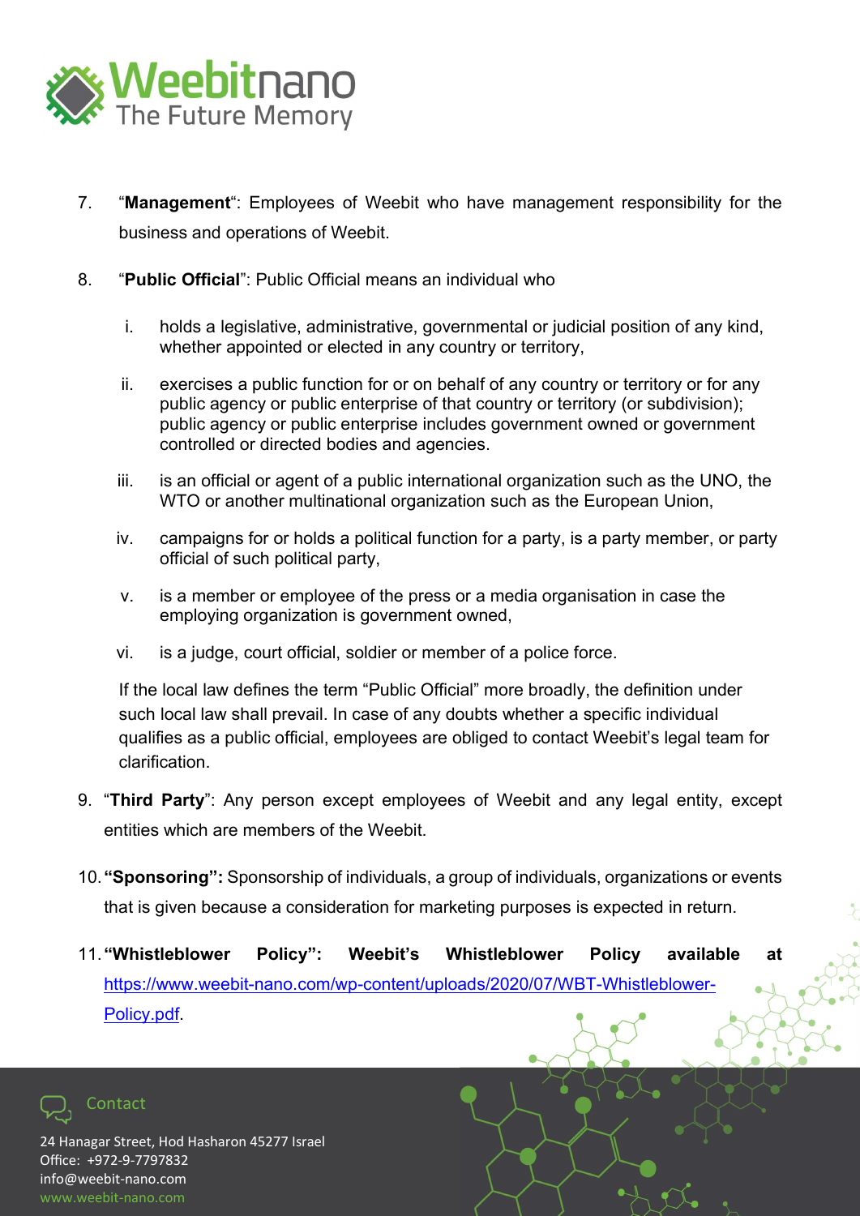7. "**Management**": Employees of Weebit who have management responsibility for the business and operations of Weebit.

8. "**Public Official**": Public Official means an individual who

   i. holds a legislative, administrative, governmental or judicial position of any kind, whether appointed or elected in any country or territory,

   ii. exercises a public function for or on behalf of any country or territory or for any public agency or public enterprise of that country or territory (or subdivision); public agency or public enterprise includes government owned or government controlled or directed bodies and agencies.

   iii. is an official or agent of a public international organization such as the UNO, the WTO or another multinational organization such as the European Union,

   iv. campaigns for or holds a political function for a party, is a party member, or party official of such political party,

   v. is a member or employee of the press or a media organisation in case the employing organization is government owned,

   vi. is a judge, court official, soldier or member of a police force.

   If the local law defines the term "Public Official" more broadly, the definition under such local law shall prevail. In case of any doubts whether a specific individual qualifies as a public official, employees are obliged to contact Weebit's legal team for clarification.

9. "**Third Party**": Any person except employees of Weebit and any legal entity, except entities which are members of the Weebit.

10. **"Sponsoring":** Sponsorship of individuals, a group of individuals, organizations or events that is given because a consideration for marketing purposes is expected in return.

11. **"Whistleblower Policy": Weebit's Whistleblower Policy available at** [https://www.weebit-nano.com/wp-content/uploads/2020/07/WBT-Whistleblower-Policy.pdf](https://www.weebit-nano.com/wp-content/uploads/2020/07/WBT-Whistleblower-Policy.pdf).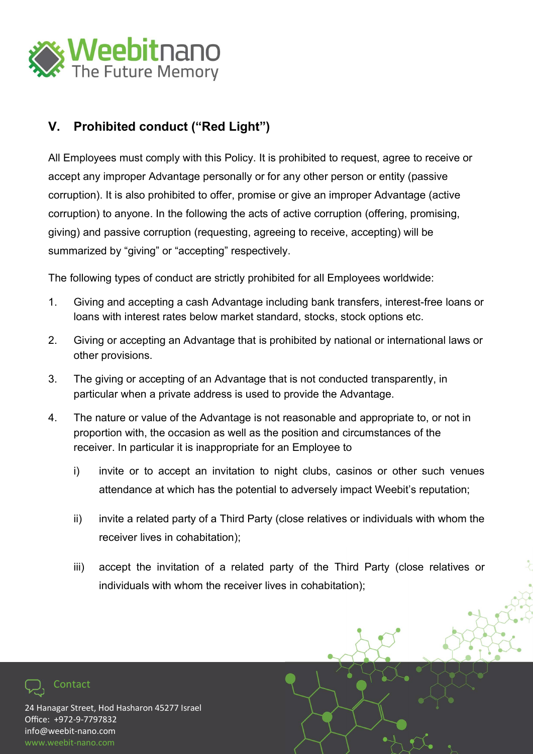## V. Prohibited conduct ("Red Light")

All Employees must comply with this Policy. It is prohibited to request, agree to receive or accept any improper Advantage personally or for any other person or entity (passive corruption). It is also prohibited to offer, promise or give an improper Advantage (active corruption) to anyone. In the following the acts of active corruption (offering, promising, giving) and passive corruption (requesting, agreeing to receive, accepting) will be summarized by "giving" or "accepting" respectively.

The following types of conduct are strictly prohibited for all Employees worldwide:

1. Giving and accepting a cash Advantage including bank transfers, interest-free loans or loans with interest rates below market standard, stocks, stock options etc.
2. Giving or accepting an Advantage that is prohibited by national or international laws or other provisions.
3. The giving or accepting of an Advantage that is not conducted transparently, in particular when a private address is used to provide the Advantage.
4. The nature or value of the Advantage is not reasonable and appropriate to, or not in proportion with, the occasion as well as the position and circumstances of the receiver. In particular it is inappropriate for an Employee to
   - i) invite or to accept an invitation to night clubs, casinos or other such venues attendance at which has the potential to adversely impact Weebit's reputation;
   - ii) invite a related party of a Third Party (close relatives or individuals with whom the receiver lives in cohabitation);
   - iii) accept the invitation of a related party of the Third Party (close relatives or individuals with whom the receiver lives in cohabitation);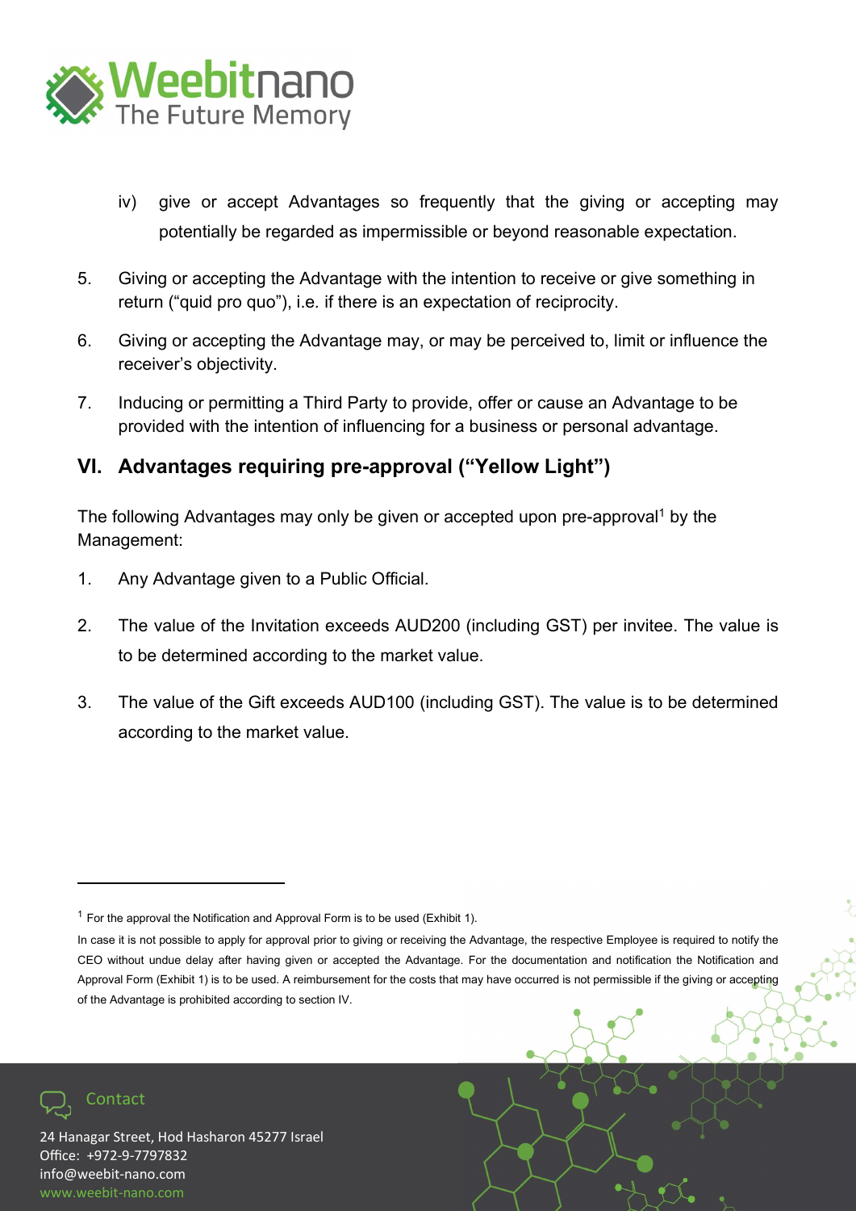iv) give or accept Advantages so frequently that the giving or accepting may potentially be regarded as impermissible or beyond reasonable expectation.

5. Giving or accepting the Advantage with the intention to receive or give something in return ("quid pro quo"), i.e. if there is an expectation of reciprocity.

6. Giving or accepting the Advantage may, or may be perceived to, limit or influence the receiver's objectivity.

7. Inducing or permitting a Third Party to provide, offer or cause an Advantage to be provided with the intention of influencing for a business or personal advantage.

## VI. Advantages requiring pre-approval ("Yellow Light")

The following Advantages may only be given or accepted upon pre-approval[1] by the Management:

1. Any Advantage given to a Public Official.

2. The value of the Invitation exceeds AUD200 (including GST) per invitee. The value is to be determined according to the market value.

3. The value of the Gift exceeds AUD100 (including GST). The value is to be determined according to the market value.

---

[1] For the approval the Notification and Approval Form is to be used (Exhibit 1).

In case it is not possible to apply for approval prior to giving or receiving the Advantage, the respective Employee is required to notify the CEO without undue delay after having given or accepted the Advantage. For the documentation and notification the Notification and Approval Form (Exhibit 1) is to be used. A reimbursement for the costs that may have occurred is not permissible if the giving or accepting of the Advantage is prohibited according to section IV.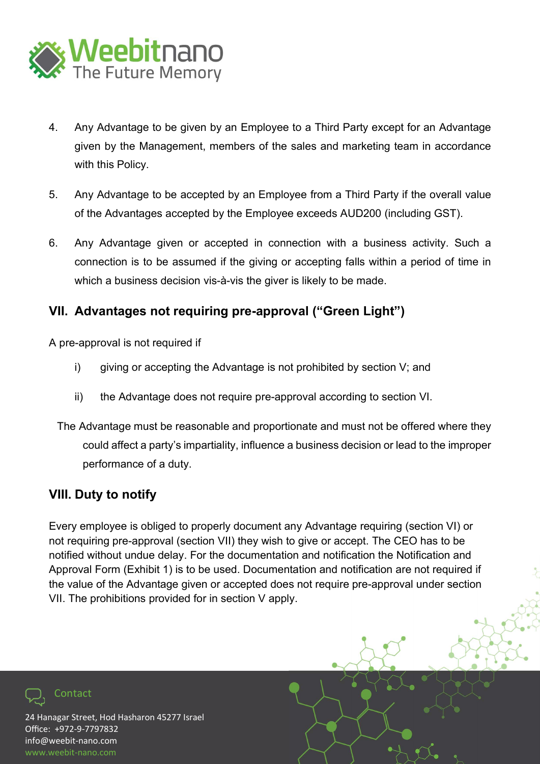4. Any Advantage to be given by an Employee to a Third Party except for an Advantage given by the Management, members of the sales and marketing team in accordance with this Policy.

5. Any Advantage to be accepted by an Employee from a Third Party if the overall value of the Advantages accepted by the Employee exceeds AUD200 (including GST).

6. Any Advantage given or accepted in connection with a business activity. Such a connection is to be assumed if the giving or accepting falls within a period of time in which a business decision vis-à-vis the giver is likely to be made.

## VII. Advantages not requiring pre-approval ("Green Light")

A pre-approval is not required if

i) giving or accepting the Advantage is not prohibited by section V; and

ii) the Advantage does not require pre-approval according to section VI.

The Advantage must be reasonable and proportionate and must not be offered where they could affect a party's impartiality, influence a business decision or lead to the improper performance of a duty.

## VIII. Duty to notify

Every employee is obliged to properly document any Advantage requiring (section VI) or not requiring pre-approval (section VII) they wish to give or accept. The CEO has to be notified without undue delay. For the documentation and notification the Notification and Approval Form (Exhibit 1) is to be used. Documentation and notification are not required if the value of the Advantage given or accepted does not require pre-approval under section VII. The prohibitions provided for in section V apply.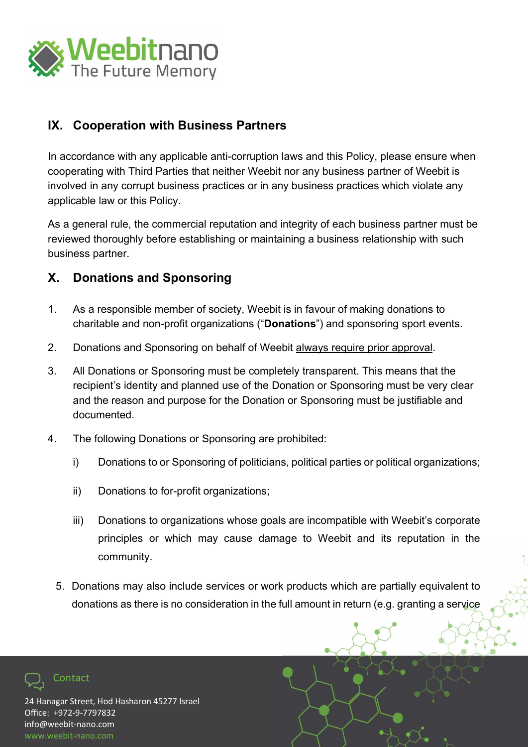## IX. Cooperation with Business Partners

In accordance with any applicable anti-corruption laws and this Policy, please ensure when cooperating with Third Parties that neither Weebit nor any business partner of Weebit is involved in any corrupt business practices or in any business practices which violate any applicable law or this Policy.

As a general rule, the commercial reputation and integrity of each business partner must be reviewed thoroughly before establishing or maintaining a business relationship with such business partner.

## X. Donations and Sponsoring

1. As a responsible member of society, Weebit is in favour of making donations to charitable and non-profit organizations ("**Donations**") and sponsoring sport events.

2. Donations and Sponsoring on behalf of Weebit always require prior approval.

3. All Donations or Sponsoring must be completely transparent. This means that the recipient's identity and planned use of the Donation or Sponsoring must be very clear and the reason and purpose for the Donation or Sponsoring must be justifiable and documented.

4. The following Donations or Sponsoring are prohibited:

   i) Donations to or Sponsoring of politicians, political parties or political organizations;

   ii) Donations to for-profit organizations;

   iii) Donations to organizations whose goals are incompatible with Weebit's corporate principles or which may cause damage to Weebit and its reputation in the community.

5. Donations may also include services or work products which are partially equivalent to donations as there is no consideration in the full amount in return (e.g. granting a service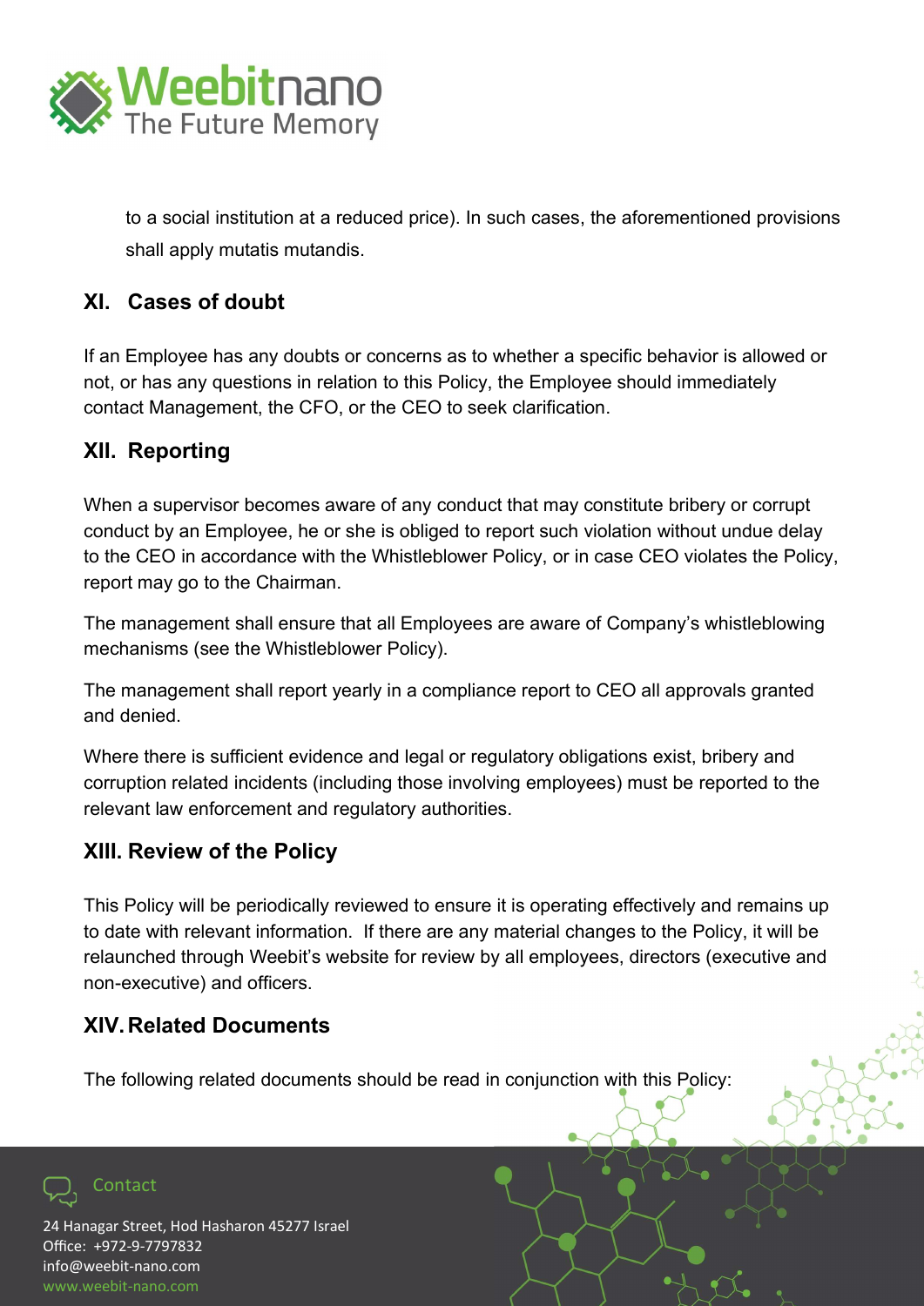to a social institution at a reduced price). In such cases, the aforementioned provisions shall apply mutatis mutandis.

## XI. Cases of doubt

If an Employee has any doubts or concerns as to whether a specific behavior is allowed or not, or has any questions in relation to this Policy, the Employee should immediately contact Management, the CFO, or the CEO to seek clarification.

## XII. Reporting

When a supervisor becomes aware of any conduct that may constitute bribery or corrupt conduct by an Employee, he or she is obliged to report such violation without undue delay to the CEO in accordance with the Whistleblower Policy, or in case CEO violates the Policy, report may go to the Chairman.

The management shall ensure that all Employees are aware of Company's whistleblowing mechanisms (see the Whistleblower Policy).

The management shall report yearly in a compliance report to CEO all approvals granted and denied.

Where there is sufficient evidence and legal or regulatory obligations exist, bribery and corruption related incidents (including those involving employees) must be reported to the relevant law enforcement and regulatory authorities.

## XIII. Review of the Policy

This Policy will be periodically reviewed to ensure it is operating effectively and remains up to date with relevant information. If there are any material changes to the Policy, it will be relaunched through Weebit's website for review by all employees, directors (executive and non-executive) and officers.

## XIV. Related Documents

The following related documents should be read in conjunction with this Policy: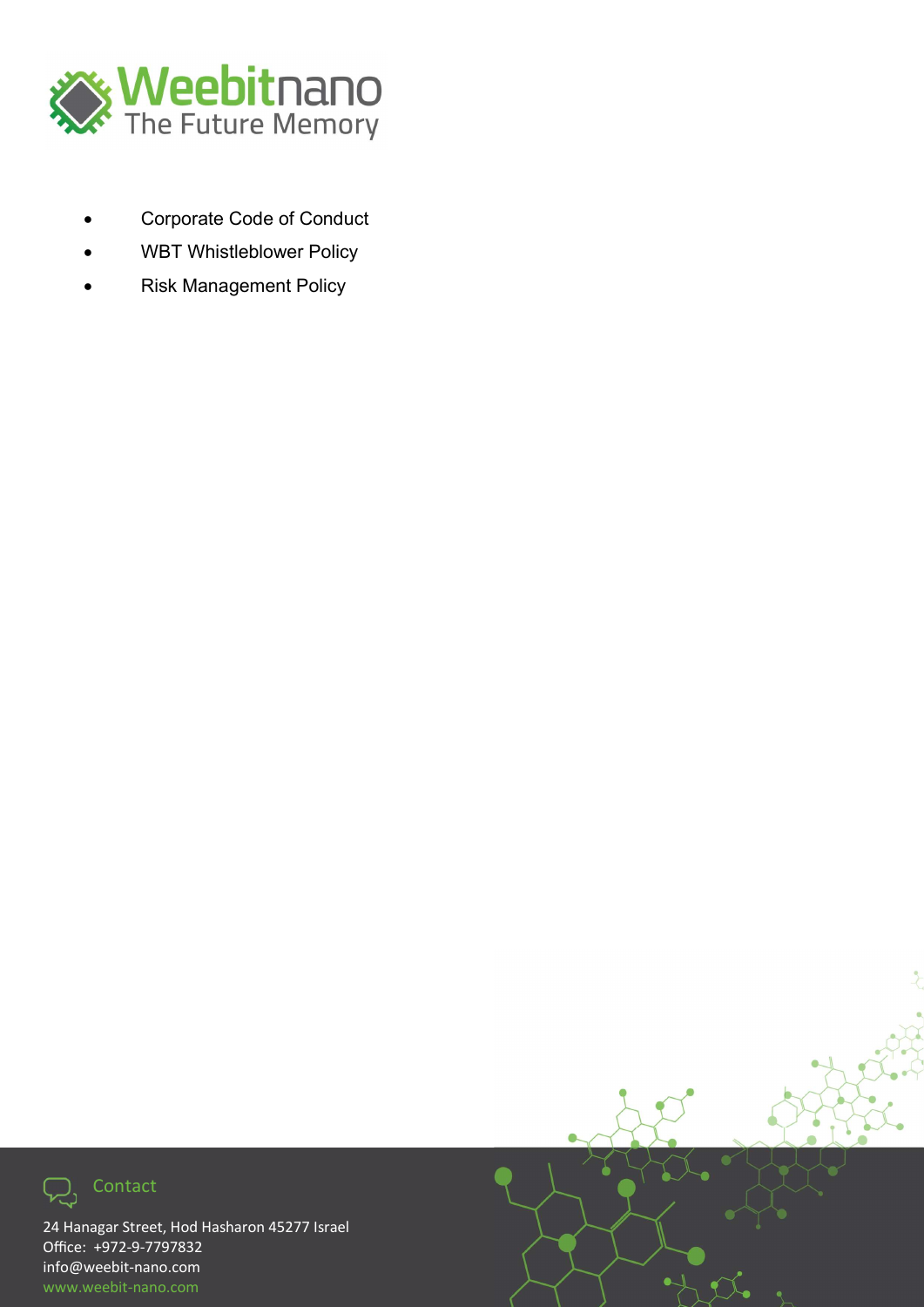- Corporate Code of Conduct
- WBT Whistleblower Policy
- Risk Management Policy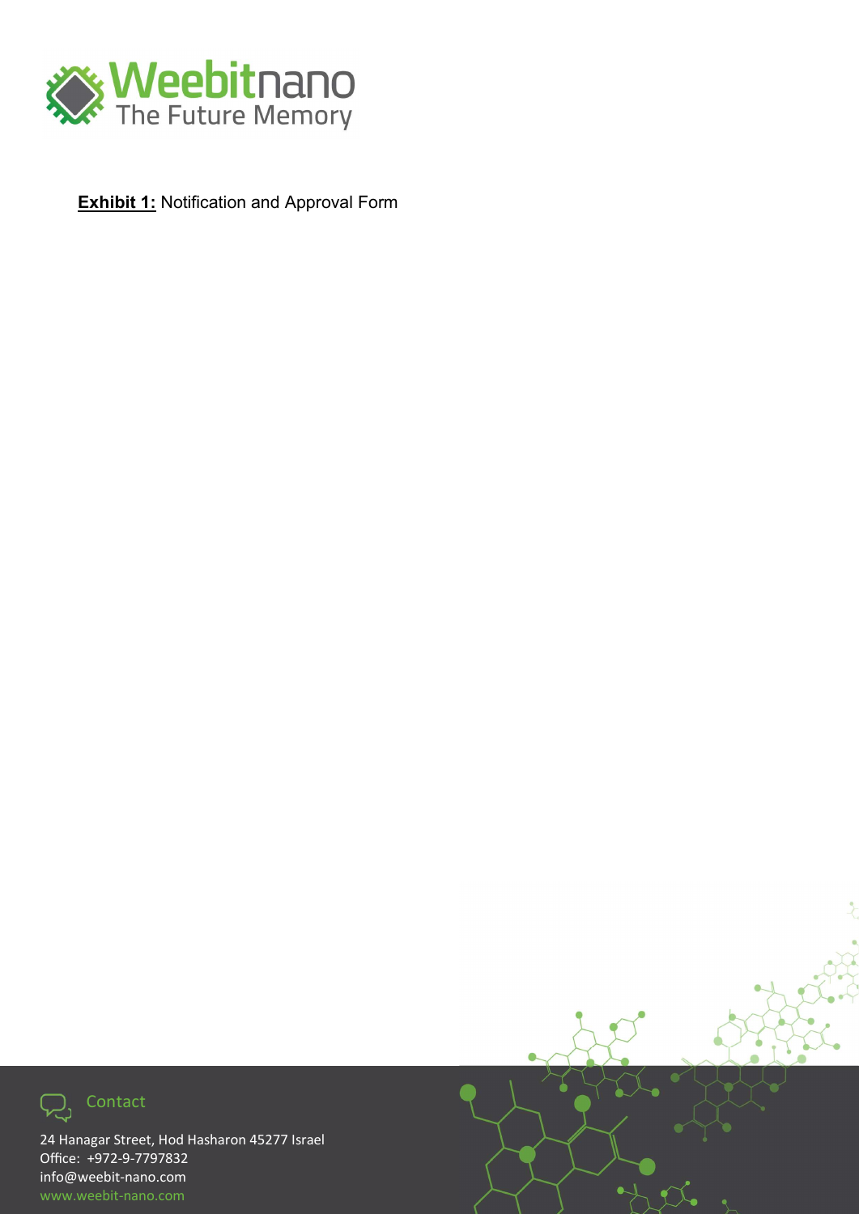**<u>Exhibit 1:</u>** Notification and Approval Form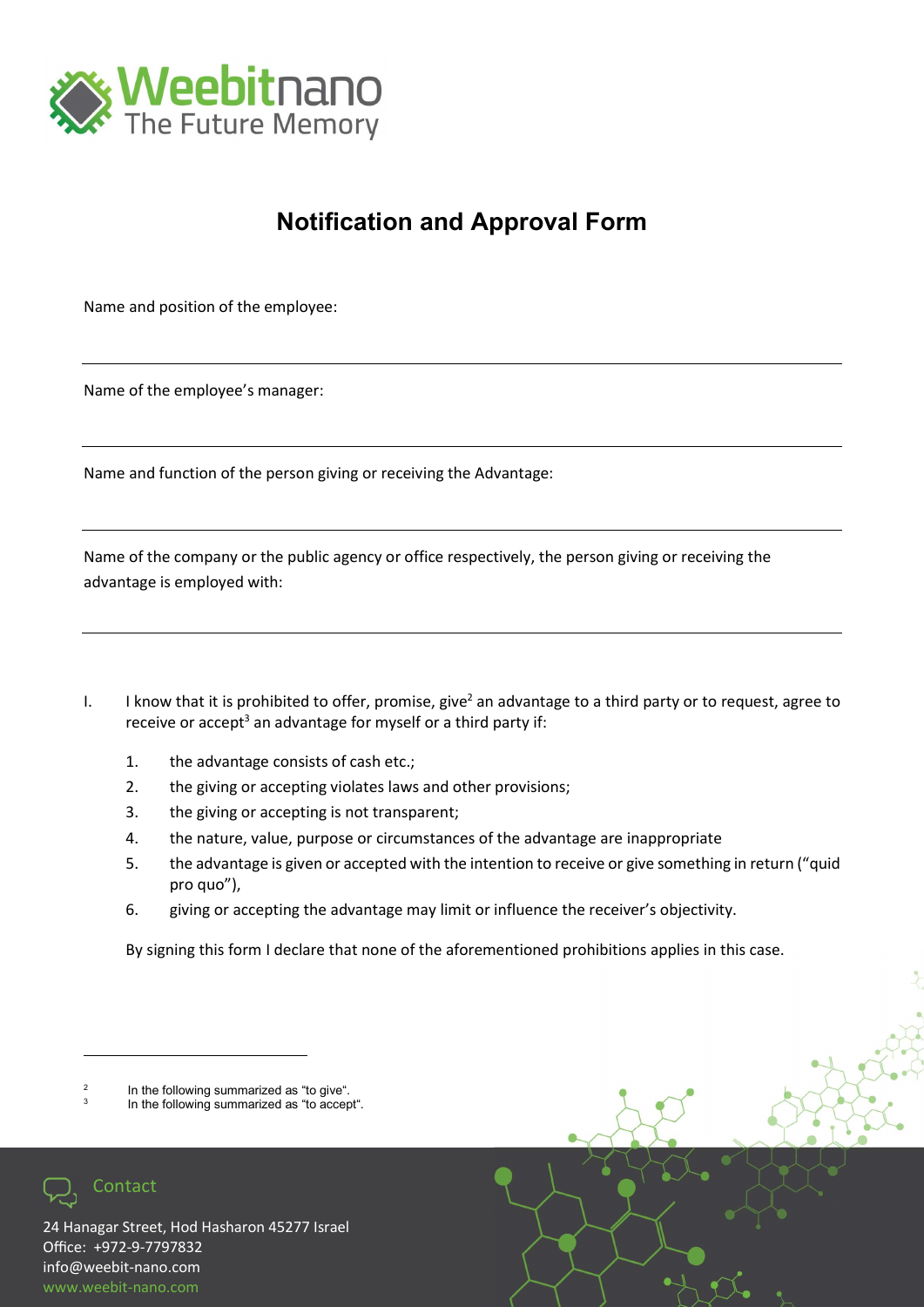# Notification and Approval Form

Name and position of the employee:

---

Name of the employee's manager:

---

Name and function of the person giving or receiving the Advantage:

---

Name of the company or the public agency or office respectively, the person giving or receiving the advantage is employed with:

---

I. I know that it is prohibited to offer, promise, give[2] an advantage to a third party or to request, agree to receive or accept[3] an advantage for myself or a third party if:

1. the advantage consists of cash etc.;
2. the giving or accepting violates laws and other provisions;
3. the giving or accepting is not transparent;
4. the nature, value, purpose or circumstances of the advantage are inappropriate
5. the advantage is given or accepted with the intention to receive or give something in return ("quid pro quo"),
6. giving or accepting the advantage may limit or influence the receiver's objectivity.

By signing this form I declare that none of the aforementioned prohibitions applies in this case.

---

[2] In the following summarized as "to give".
[3] In the following summarized as "to accept".

Contact

24 Hanagar Street, Hod Hasharon 45277 Israel
Office: +972-9-7797832
info@weebit-nano.com
www.weebit-nano.com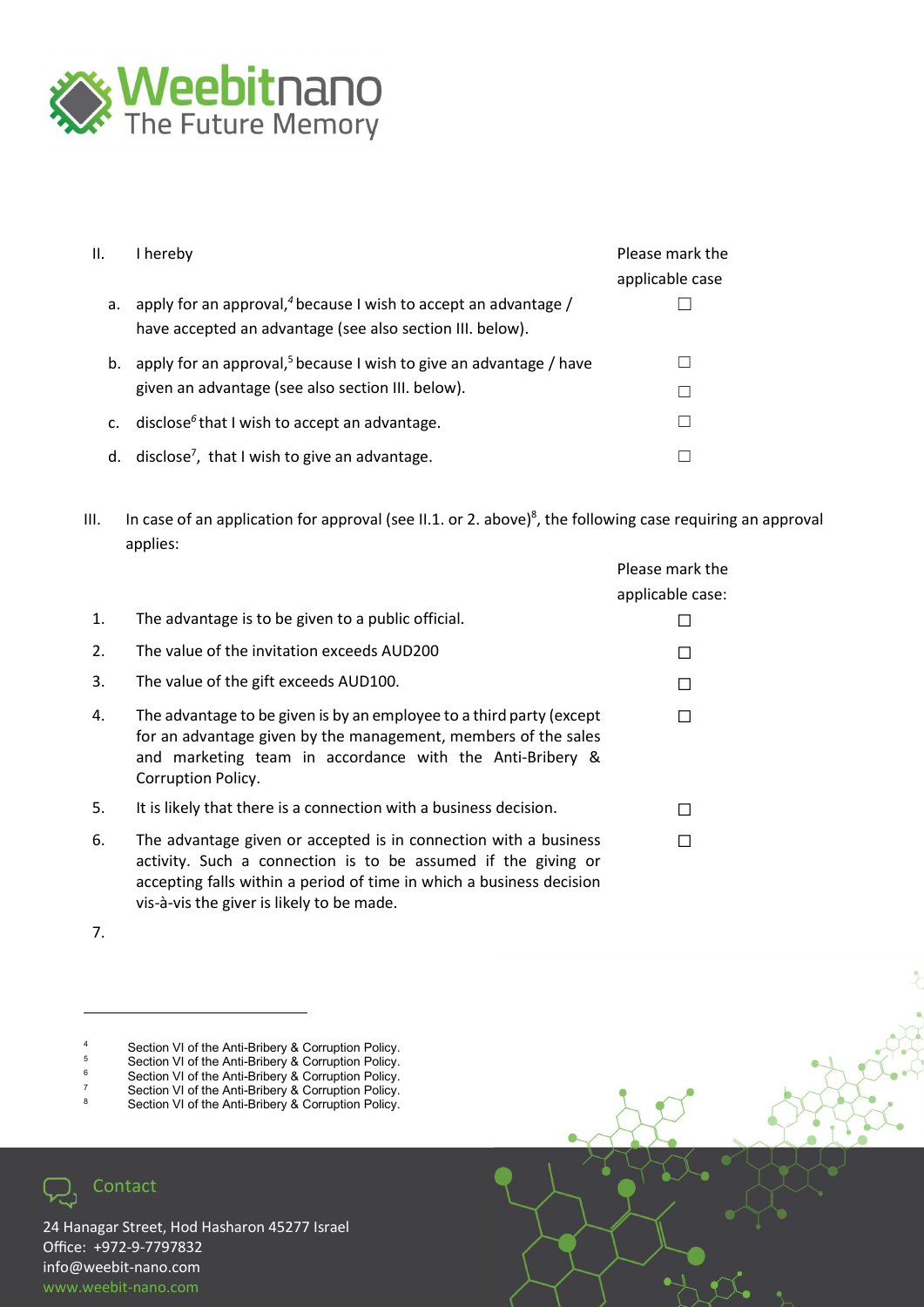| II. | I hereby | Please mark the applicable case |
|---|---|---|
| a. | apply for an approval,[4] because I wish to accept an advantage / have accepted an advantage (see also section III. below). | ☐ |
| b. | apply for an approval,[5] because I wish to give an advantage / have given an advantage (see also section III. below). | ☐ ☐ |
| c. | disclose[6] that I wish to accept an advantage. | ☐ |
| d. | disclose[7], that I wish to give an advantage. | ☐ |

III. In case of an application for approval (see II.1. or 2. above)[8], the following case requiring an approval applies:

| | | Please mark the applicable case: |
|---|---|---|
| 1. | The advantage is to be given to a public official. | ☐ |
| 2. | The value of the invitation exceeds AUD200 | ☐ |
| 3. | The value of the gift exceeds AUD100. | ☐ |
| 4. | The advantage to be given is by an employee to a third party (except for an advantage given by the management, members of the sales and marketing team in accordance with the Anti-Bribery & Corruption Policy. | ☐ |
| 5. | It is likely that there is a connection with a business decision. | ☐ |
| 6. | The advantage given or accepted is in connection with a business activity. Such a connection is to be assumed if the giving or accepting falls within a period of time in which a business decision vis-à-vis the giver is likely to be made. | ☐ |
| 7. | | |

---

[4] Section VI of the Anti-Bribery & Corruption Policy.
[5] Section VI of the Anti-Bribery & Corruption Policy.
[6] Section VI of the Anti-Bribery & Corruption Policy.
[7] Section VI of the Anti-Bribery & Corruption Policy.
[8] Section VI of the Anti-Bribery & Corruption Policy.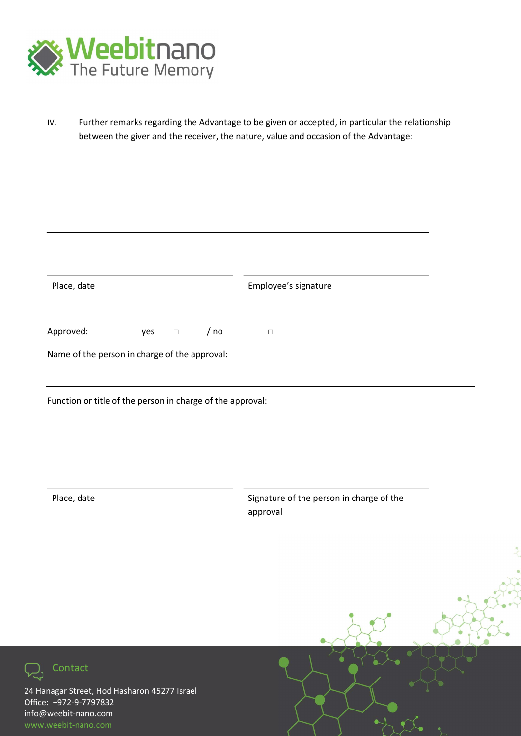IV. Further remarks regarding the Advantage to be given or accepted, in particular the relationship between the giver and the receiver, the nature, value and occasion of the Advantage:

\_\_\_\_\_\_\_\_\_\_\_\_\_\_\_\_\_\_\_\_\_\_\_\_\_\_\_\_\_\_\_\_\_\_\_\_\_\_\_\_\_\_\_\_\_\_\_\_\_\_\_\_\_\_\_\_

\_\_\_\_\_\_\_\_\_\_\_\_\_\_\_\_\_\_\_\_\_\_\_\_\_\_\_\_\_\_\_\_\_\_\_\_\_\_\_\_\_\_\_\_\_\_\_\_\_\_\_\_\_\_\_\_

\_\_\_\_\_\_\_\_\_\_\_\_\_\_\_\_\_\_\_\_\_\_\_\_\_\_\_\_\_\_\_\_\_\_\_\_\_\_\_\_\_\_\_\_\_\_\_\_\_\_\_\_\_\_\_\_

\_\_\_\_\_\_\_\_\_\_\_\_\_\_\_\_\_\_\_\_\_\_\_\_\_\_\_\_\_\_\_\_\_\_\_\_\_\_\_\_\_\_\_\_\_\_\_\_\_\_\_\_\_\_\_\_

| \_\_\_\_\_\_\_\_\_\_\_\_\_\_\_\_\_\_\_\_\_\_\_\_\_\_ | \_\_\_\_\_\_\_\_\_\_\_\_\_\_\_\_\_\_\_\_\_\_\_\_\_\_ |
|---|---|
| Place, date | Employee's signature |

Approved: yes □ / no □

Name of the person in charge of the approval:

\_\_\_\_\_\_\_\_\_\_\_\_\_\_\_\_\_\_\_\_\_\_\_\_\_\_\_\_\_\_\_\_\_\_\_\_\_\_\_\_\_\_\_\_\_\_\_\_\_\_\_\_\_\_\_\_

Function or title of the person in charge of the approval:

\_\_\_\_\_\_\_\_\_\_\_\_\_\_\_\_\_\_\_\_\_\_\_\_\_\_\_\_\_\_\_\_\_\_\_\_\_\_\_\_\_\_\_\_\_\_\_\_\_\_\_\_\_\_\_\_

| \_\_\_\_\_\_\_\_\_\_\_\_\_\_\_\_\_\_\_\_\_\_\_\_\_\_ | \_\_\_\_\_\_\_\_\_\_\_\_\_\_\_\_\_\_\_\_\_\_\_\_\_\_ |
|---|---|
| Place, date | Signature of the person in charge of the approval |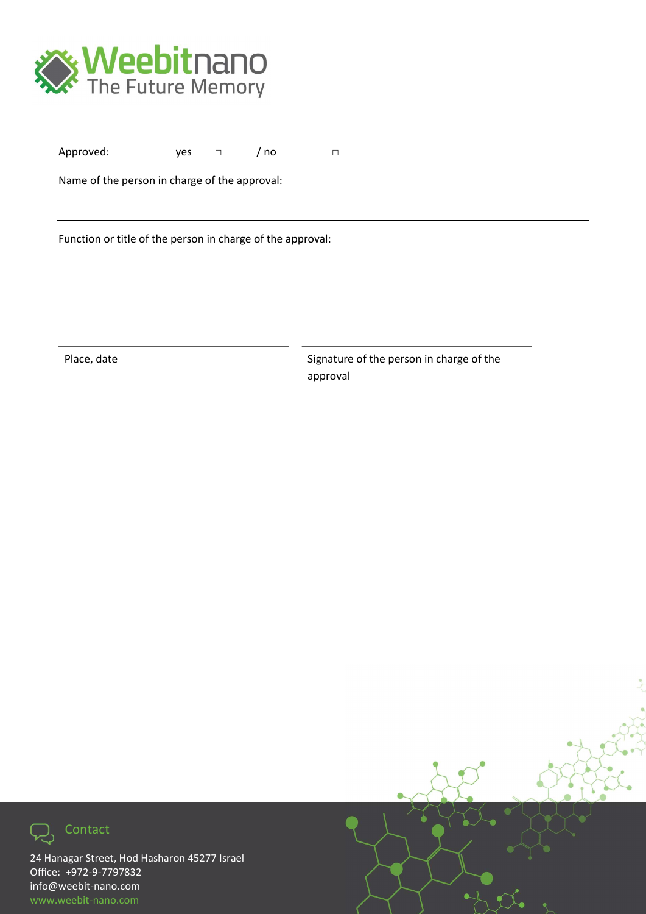Approved: yes ☐ / no ☐

Name of the person in charge of the approval:

---

Function or title of the person in charge of the approval:

---

| | |
|---|---|
| Place, date | Signature of the person in charge of the approval |

Contact

24 Hanagar Street, Hod Hasharon 45277 Israel
Office: +972-9-7797832
info@weebit-nano.com
www.weebit-nano.com